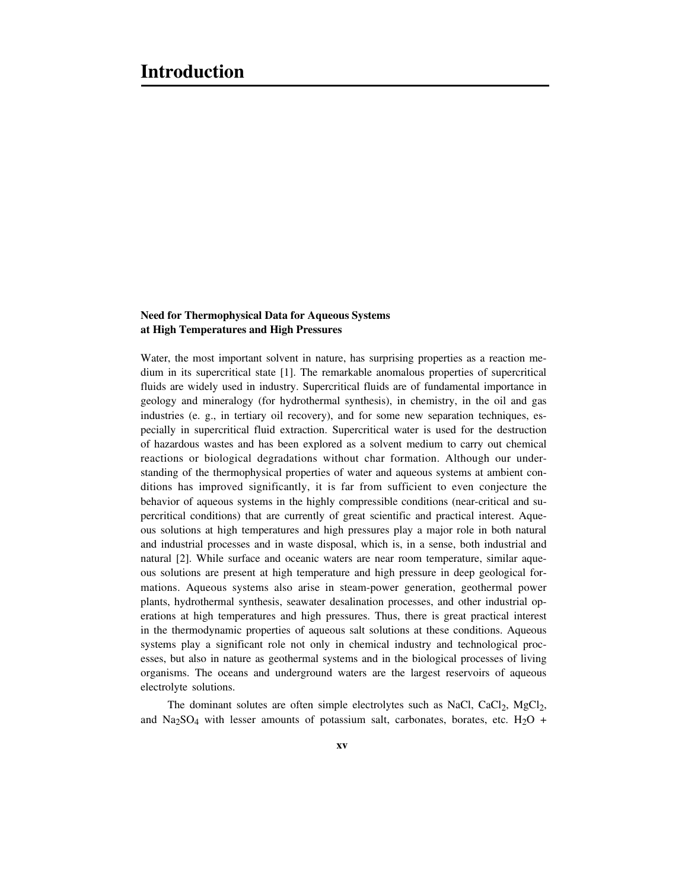# Introduction

### Need for Thermophysical Data for Aqueous Systems at High Temperatures and High Pressures

Water, the most important solvent in nature, has surprising properties as a reaction medium in its supercritical state [1]. The remarkable anomalous properties of supercritical fluids are widely used in industry. Supercritical fluids are of fundamental importance in geology and mineralogy (for hydrothermal synthesis), in chemistry, in the oil and gas industries (e. g., in tertiary oil recovery), and for some new separation techniques, especially in supercritical fluid extraction. Supercritical water is used for the destruction of hazardous wastes and has been explored as a solvent medium to carry out chemical reactions or biological degradations without char formation. Although our understanding of the thermophysical properties of water and aqueous systems at ambient conditions has improved significantly, it is far from sufficient to even conjecture the behavior of aqueous systems in the highly compressible conditions (near-critical and supercritical conditions) that are currently of great scientific and practical interest. Aqueous solutions at high temperatures and high pressures play a major role in both natural and industrial processes and in waste disposal, which is, in a sense, both industrial and natural [2]. While surface and oceanic waters are near room temperature, similar aqueous solutions are present at high temperature and high pressure in deep geological formations. Aqueous systems also arise in steam-power generation, geothermal power plants, hydrothermal synthesis, seawater desalination processes, and other industrial operations at high temperatures and high pressures. Thus, there is great practical interest in the thermodynamic properties of aqueous salt solutions at these conditions. Aqueous systems play a significant role not only in chemical industry and technological processes, but also in nature as geothermal systems and in the biological processes of living organisms. The oceans and underground waters are the largest reservoirs of aqueous electrolyte solutions.

The dominant solutes are often simple electrolytes such as NaCl, $CaCl_2$, $MgCl_2$, and $Na_2SO_4$ with lesser amounts of potassium salt, carbonates, borates, etc. $H_2O$ +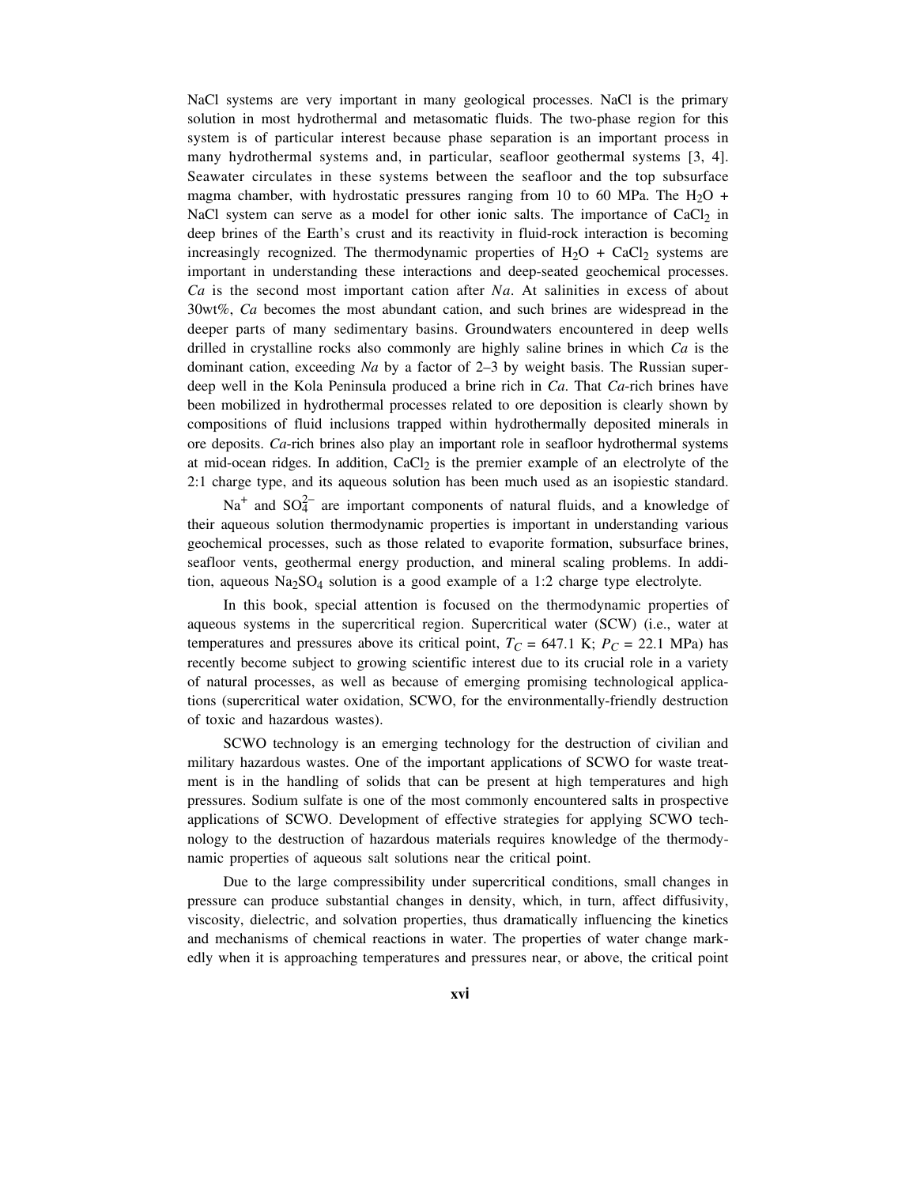NaCl systems are very important in many geological processes. NaCl is the primary solution in most hydrothermal and metasomatic fluids. The two-phase region for this system is of particular interest because phase separation is an important process in many hydrothermal systems and, in particular, seafloor geothermal systems [3, 4]. Seawater circulates in these systems between the seafloor and the top subsurface magma chamber, with hydrostatic pressures ranging from 10 to 60 MPa. The $H_2O$ + NaCl system can serve as a model for other ionic salts. The importance of $CaCl_2$ in deep brines of the Earth's crust and its reactivity in fluid-rock interaction is becoming increasingly recognized. The thermodynamic properties of $H_2O$ + $CaCl_2$ systems are important in understanding these interactions and deep-seated geochemical processes. *Ca* is the second most important cation after *Na*. At salinities in excess of about 30wt%, *Ca* becomes the most abundant cation, and such brines are widespread in the deeper parts of many sedimentary basins. Groundwaters encountered in deep wells drilled in crystalline rocks also commonly are highly saline brines in which *Ca* is the dominant cation, exceeding *Na* by a factor of 2–3 by weight basis. The Russian super-deep well in the Kola Peninsula produced a brine rich in *Ca*. That *Ca*-rich brines have been mobilized in hydrothermal processes related to ore deposition is clearly shown by compositions of fluid inclusions trapped within hydrothermally deposited minerals in ore deposits. *Ca*-rich brines also play an important role in seafloor hydrothermal systems at mid-ocean ridges. In addition, $CaCl_2$ is the premier example of an electrolyte of the 2:1 charge type, and its aqueous solution has been much used as an isopiestic standard.

$Na^+$ and $SO_4^{2-}$ are important components of natural fluids, and a knowledge of their aqueous solution thermodynamic properties is important in understanding various geochemical processes, such as those related to evaporite formation, subsurface brines, seafloor vents, geothermal energy production, and mineral scaling problems. In addition, aqueous $Na_2SO_4$ solution is a good example of a 1:2 charge type electrolyte.

In this book, special attention is focused on the thermodynamic properties of aqueous systems in the supercritical region. Supercritical water (SCW) (i.e., water at temperatures and pressures above its critical point, $T_C$ = 647.1 K; $P_C$ = 22.1 MPa) has recently become subject to growing scientific interest due to its crucial role in a variety of natural processes, as well as because of emerging promising technological applications (supercritical water oxidation, SCWO, for the environmentally-friendly destruction of toxic and hazardous wastes).

SCWO technology is an emerging technology for the destruction of civilian and military hazardous wastes. One of the important applications of SCWO for waste treatment is in the handling of solids that can be present at high temperatures and high pressures. Sodium sulfate is one of the most commonly encountered salts in prospective applications of SCWO. Development of effective strategies for applying SCWO technology to the destruction of hazardous materials requires knowledge of the thermodynamic properties of aqueous salt solutions near the critical point.

Due to the large compressibility under supercritical conditions, small changes in pressure can produce substantial changes in density, which, in turn, affect diffusivity, viscosity, dielectric, and solvation properties, thus dramatically influencing the kinetics and mechanisms of chemical reactions in water. The properties of water change markedly when it is approaching temperatures and pressures near, or above, the critical point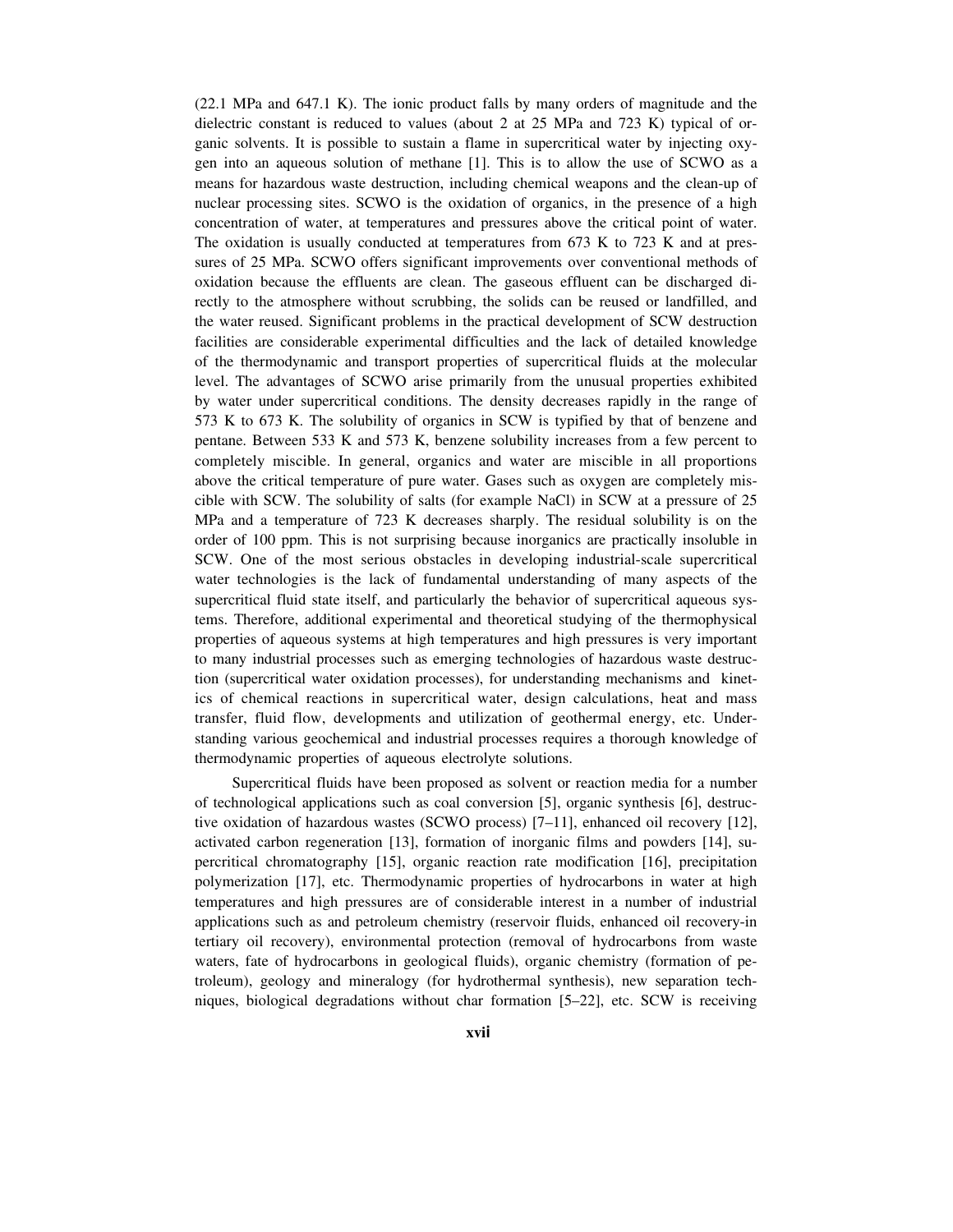(22.1 MPa and 647.1 K). The ionic product falls by many orders of magnitude and the dielectric constant is reduced to values (about 2 at 25 MPa and 723 K) typical of organic solvents. It is possible to sustain a flame in supercritical water by injecting oxygen into an aqueous solution of methane [1]. This is to allow the use of SCWO as a means for hazardous waste destruction, including chemical weapons and the clean-up of nuclear processing sites. SCWO is the oxidation of organics, in the presence of a high concentration of water, at temperatures and pressures above the critical point of water. The oxidation is usually conducted at temperatures from 673 K to 723 K and at pressures of 25 MPa. SCWO offers significant improvements over conventional methods of oxidation because the effluents are clean. The gaseous effluent can be discharged directly to the atmosphere without scrubbing, the solids can be reused or landfilled, and the water reused. Significant problems in the practical development of SCW destruction facilities are considerable experimental difficulties and the lack of detailed knowledge of the thermodynamic and transport properties of supercritical fluids at the molecular level. The advantages of SCWO arise primarily from the unusual properties exhibited by water under supercritical conditions. The density decreases rapidly in the range of 573 K to 673 K. The solubility of organics in SCW is typified by that of benzene and pentane. Between 533 K and 573 K, benzene solubility increases from a few percent to completely miscible. In general, organics and water are miscible in all proportions above the critical temperature of pure water. Gases such as oxygen are completely miscible with SCW. The solubility of salts (for example NaCl) in SCW at a pressure of 25 MPa and a temperature of 723 K decreases sharply. The residual solubility is on the order of 100 ppm. This is not surprising because inorganics are practically insoluble in SCW. One of the most serious obstacles in developing industrial-scale supercritical water technologies is the lack of fundamental understanding of many aspects of the supercritical fluid state itself, and particularly the behavior of supercritical aqueous systems. Therefore, additional experimental and theoretical studying of the thermophysical properties of aqueous systems at high temperatures and high pressures is very important to many industrial processes such as emerging technologies of hazardous waste destruction (supercritical water oxidation processes), for understanding mechanisms and kinetics of chemical reactions in supercritical water, design calculations, heat and mass transfer, fluid flow, developments and utilization of geothermal energy, etc. Understanding various geochemical and industrial processes requires a thorough knowledge of thermodynamic properties of aqueous electrolyte solutions.

Supercritical fluids have been proposed as solvent or reaction media for a number of technological applications such as coal conversion [5], organic synthesis [6], destructive oxidation of hazardous wastes (SCWO process) [7–11], enhanced oil recovery [12], activated carbon regeneration [13], formation of inorganic films and powders [14], supercritical chromatography [15], organic reaction rate modification [16], precipitation polymerization [17], etc. Thermodynamic properties of hydrocarbons in water at high temperatures and high pressures are of considerable interest in a number of industrial applications such as and petroleum chemistry (reservoir fluids, enhanced oil recovery-in tertiary oil recovery), environmental protection (removal of hydrocarbons from waste waters, fate of hydrocarbons in geological fluids), organic chemistry (formation of petroleum), geology and mineralogy (for hydrothermal synthesis), new separation techniques, biological degradations without char formation [5–22], etc. SCW is receiving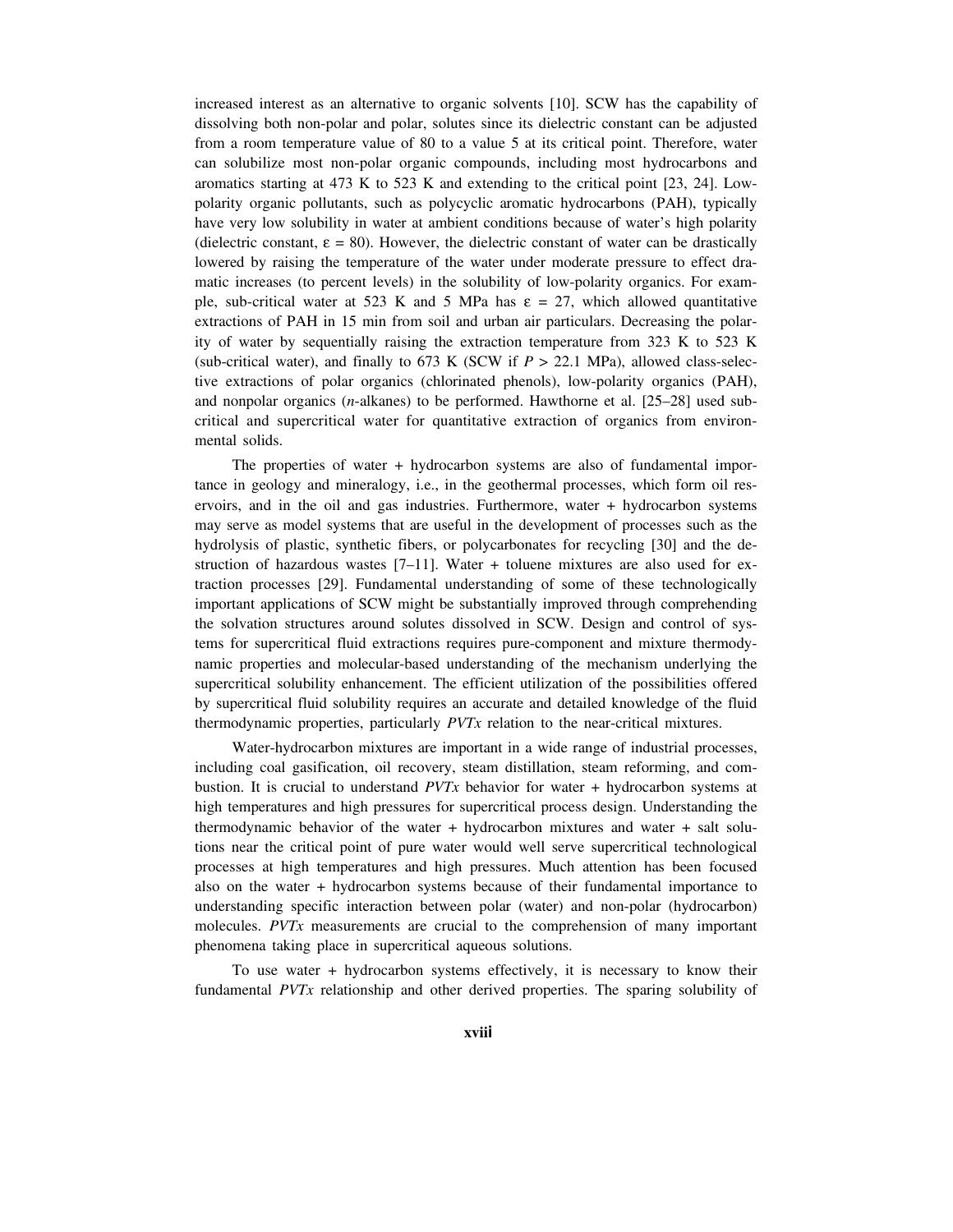increased interest as an alternative to organic solvents [10]. SCW has the capability of dissolving both non-polar and polar, solutes since its dielectric constant can be adjusted from a room temperature value of 80 to a value 5 at its critical point. Therefore, water can solubilize most non-polar organic compounds, including most hydrocarbons and aromatics starting at 473 K to 523 K and extending to the critical point [23, 24]. Low-polarity organic pollutants, such as polycyclic aromatic hydrocarbons (PAH), typically have very low solubility in water at ambient conditions because of water's high polarity (dielectric constant, $\varepsilon = 80$). However, the dielectric constant of water can be drastically lowered by raising the temperature of the water under moderate pressure to effect dramatic increases (to percent levels) in the solubility of low-polarity organics. For example, sub-critical water at 523 K and 5 MPa has $\varepsilon = 27$, which allowed quantitative extractions of PAH in 15 min from soil and urban air particulars. Decreasing the polarity of water by sequentially raising the extraction temperature from 323 K to 523 K (sub-critical water), and finally to 673 K (SCW if $P > 22.1$ MPa), allowed class-selective extractions of polar organics (chlorinated phenols), low-polarity organics (PAH), and nonpolar organics (*n*-alkanes) to be performed. Hawthorne et al. [25–28] used sub-critical and supercritical water for quantitative extraction of organics from environmental solids.

The properties of water + hydrocarbon systems are also of fundamental importance in geology and mineralogy, i.e., in the geothermal processes, which form oil reservoirs, and in the oil and gas industries. Furthermore, water + hydrocarbon systems may serve as model systems that are useful in the development of processes such as the hydrolysis of plastic, synthetic fibers, or polycarbonates for recycling [30] and the destruction of hazardous wastes [7–11]. Water + toluene mixtures are also used for extraction processes [29]. Fundamental understanding of some of these technologically important applications of SCW might be substantially improved through comprehending the solvation structures around solutes dissolved in SCW. Design and control of systems for supercritical fluid extractions requires pure-component and mixture thermodynamic properties and molecular-based understanding of the mechanism underlying the supercritical solubility enhancement. The efficient utilization of the possibilities offered by supercritical fluid solubility requires an accurate and detailed knowledge of the fluid thermodynamic properties, particularly *PVTx* relation to the near-critical mixtures.

Water-hydrocarbon mixtures are important in a wide range of industrial processes, including coal gasification, oil recovery, steam distillation, steam reforming, and combustion. It is crucial to understand *PVTx* behavior for water + hydrocarbon systems at high temperatures and high pressures for supercritical process design. Understanding the thermodynamic behavior of the water + hydrocarbon mixtures and water + salt solutions near the critical point of pure water would well serve supercritical technological processes at high temperatures and high pressures. Much attention has been focused also on the water + hydrocarbon systems because of their fundamental importance to understanding specific interaction between polar (water) and non-polar (hydrocarbon) molecules. *PVTx* measurements are crucial to the comprehension of many important phenomena taking place in supercritical aqueous solutions.

To use water + hydrocarbon systems effectively, it is necessary to know their fundamental *PVTx* relationship and other derived properties. The sparing solubility of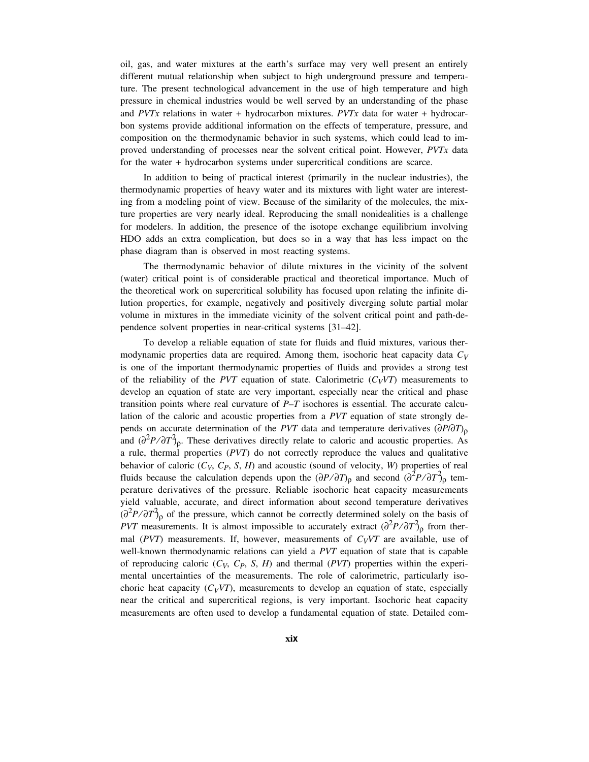oil, gas, and water mixtures at the earth's surface may very well present an entirely different mutual relationship when subject to high underground pressure and temperature. The present technological advancement in the use of high temperature and high pressure in chemical industries would be well served by an understanding of the phase and *PVTx* relations in water + hydrocarbon mixtures. *PVTx* data for water + hydrocarbon systems provide additional information on the effects of temperature, pressure, and composition on the thermodynamic behavior in such systems, which could lead to improved understanding of processes near the solvent critical point. However, *PVTx* data for the water + hydrocarbon systems under supercritical conditions are scarce.

In addition to being of practical interest (primarily in the nuclear industries), the thermodynamic properties of heavy water and its mixtures with light water are interesting from a modeling point of view. Because of the similarity of the molecules, the mixture properties are very nearly ideal. Reproducing the small nonidealities is a challenge for modelers. In addition, the presence of the isotope exchange equilibrium involving HDO adds an extra complication, but does so in a way that has less impact on the phase diagram than is observed in most reacting systems.

The thermodynamic behavior of dilute mixtures in the vicinity of the solvent (water) critical point is of considerable practical and theoretical importance. Much of the theoretical work on supercritical solubility has focused upon relating the infinite dilution properties, for example, negatively and positively diverging solute partial molar volume in mixtures in the immediate vicinity of the solvent critical point and path-dependence solvent properties in near-critical systems [31–42].

To develop a reliable equation of state for fluids and fluid mixtures, various thermodynamic properties data are required. Among them, isochoric heat capacity data $C_V$ is one of the important thermodynamic properties of fluids and provides a strong test of the reliability of the *PVT* equation of state. Calorimetric ($C_VVT$) measurements to develop an equation of state are very important, especially near the critical and phase transition points where real curvature of $P$–$T$ isochores is essential. The accurate calculation of the caloric and acoustic properties from a *PVT* equation of state strongly depends on accurate determination of the *PVT* data and temperature derivatives $(\partial P/\partial T)_\rho$ and $(\partial^2 P/\partial T^2)_\rho$. These derivatives directly relate to caloric and acoustic properties. As a rule, thermal properties (*PVT*) do not correctly reproduce the values and qualitative behavior of caloric ($C_V$, $C_P$, $S$, $H$) and acoustic (sound of velocity, $W$) properties of real fluids because the calculation depends upon the $(\partial P/\partial T)_\rho$ and second $(\partial^2 P/\partial T^2)_\rho$ temperature derivatives of the pressure. Reliable isochoric heat capacity measurements yield valuable, accurate, and direct information about second temperature derivatives $(\partial^2 P/\partial T^2)_\rho$ of the pressure, which cannot be correctly determined solely on the basis of *PVT* measurements. It is almost impossible to accurately extract $(\partial^2 P/\partial T^2)_\rho$ from thermal (*PVT*) measurements. If, however, measurements of $C_VVT$ are available, use of well-known thermodynamic relations can yield a *PVT* equation of state that is capable of reproducing caloric ($C_V$, $C_P$, $S$, $H$) and thermal (*PVT*) properties within the experimental uncertainties of the measurements. The role of calorimetric, particularly isochoric heat capacity ($C_VVT$), measurements to develop an equation of state, especially near the critical and supercritical regions, is very important. Isochoric heat capacity measurements are often used to develop a fundamental equation of state. Detailed com-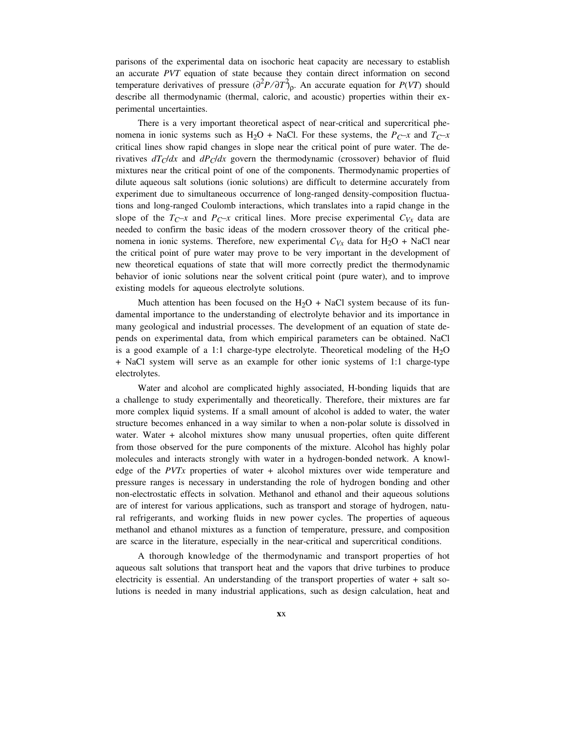parisons of the experimental data on isochoric heat capacity are necessary to establish an accurate *PVT* equation of state because they contain direct information on second temperature derivatives of pressure $(\partial^2 P/\partial T^2)_\rho$. An accurate equation for $P(VT)$ should describe all thermodynamic (thermal, caloric, and acoustic) properties within their experimental uncertainties.

There is a very important theoretical aspect of near-critical and supercritical phenomena in ionic systems such as $H_2O$ + NaCl. For these systems, the $P_C$–$x$ and $T_C$–$x$ critical lines show rapid changes in slope near the critical point of pure water. The derivatives $dT_C/dx$ and $dP_C/dx$ govern the thermodynamic (crossover) behavior of fluid mixtures near the critical point of one of the components. Thermodynamic properties of dilute aqueous salt solutions (ionic solutions) are difficult to determine accurately from experiment due to simultaneous occurrence of long-ranged density-composition fluctuations and long-ranged Coulomb interactions, which translates into a rapid change in the slope of the $T_C$–$x$ and $P_C$–$x$ critical lines. More precise experimental $C_{Vx}$ data are needed to confirm the basic ideas of the modern crossover theory of the critical phenomena in ionic systems. Therefore, new experimental $C_{Vx}$ data for $H_2O$ + NaCl near the critical point of pure water may prove to be very important in the development of new theoretical equations of state that will more correctly predict the thermodynamic behavior of ionic solutions near the solvent critical point (pure water), and to improve existing models for aqueous electrolyte solutions.

Much attention has been focused on the $H_2O$ + NaCl system because of its fundamental importance to the understanding of electrolyte behavior and its importance in many geological and industrial processes. The development of an equation of state depends on experimental data, from which empirical parameters can be obtained. NaCl is a good example of a 1:1 charge-type electrolyte. Theoretical modeling of the $H_2O$ + NaCl system will serve as an example for other ionic systems of 1:1 charge-type electrolytes.

Water and alcohol are complicated highly associated, H-bonding liquids that are a challenge to study experimentally and theoretically. Therefore, their mixtures are far more complex liquid systems. If a small amount of alcohol is added to water, the water structure becomes enhanced in a way similar to when a non-polar solute is dissolved in water. Water + alcohol mixtures show many unusual properties, often quite different from those observed for the pure components of the mixture. Alcohol has highly polar molecules and interacts strongly with water in a hydrogen-bonded network. A knowledge of the *PVTx* properties of water + alcohol mixtures over wide temperature and pressure ranges is necessary in understanding the role of hydrogen bonding and other non-electrostatic effects in solvation. Methanol and ethanol and their aqueous solutions are of interest for various applications, such as transport and storage of hydrogen, natural refrigerants, and working fluids in new power cycles. The properties of aqueous methanol and ethanol mixtures as a function of temperature, pressure, and composition are scarce in the literature, especially in the near-critical and supercritical conditions.

A thorough knowledge of the thermodynamic and transport properties of hot aqueous salt solutions that transport heat and the vapors that drive turbines to produce electricity is essential. An understanding of the transport properties of water + salt solutions is needed in many industrial applications, such as design calculation, heat and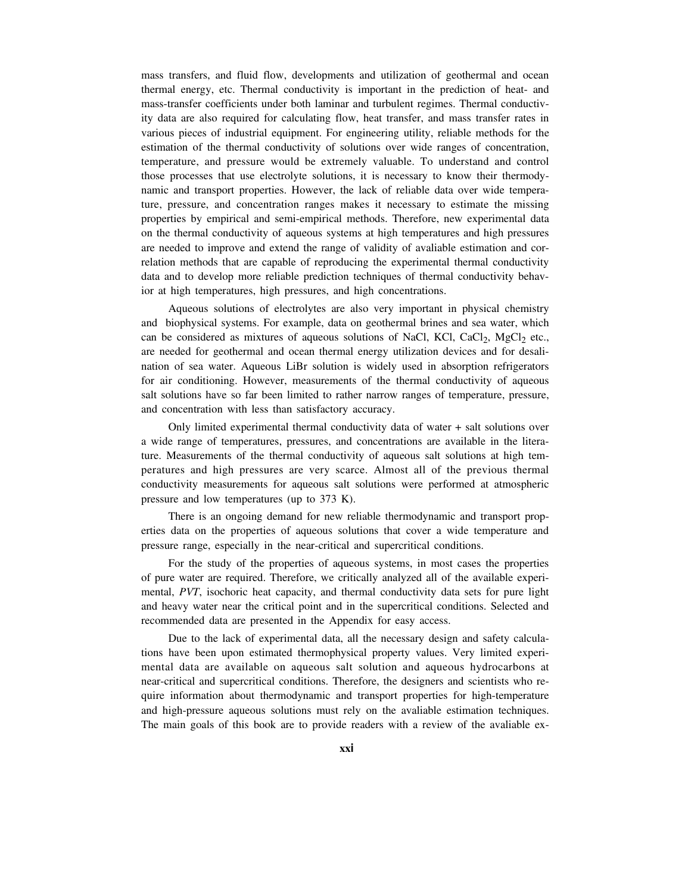mass transfers, and fluid flow, developments and utilization of geothermal and ocean thermal energy, etc. Thermal conductivity is important in the prediction of heat- and mass-transfer coefficients under both laminar and turbulent regimes. Thermal conductivity data are also required for calculating flow, heat transfer, and mass transfer rates in various pieces of industrial equipment. For engineering utility, reliable methods for the estimation of the thermal conductivity of solutions over wide ranges of concentration, temperature, and pressure would be extremely valuable. To understand and control those processes that use electrolyte solutions, it is necessary to know their thermodynamic and transport properties. However, the lack of reliable data over wide temperature, pressure, and concentration ranges makes it necessary to estimate the missing properties by empirical and semi-empirical methods. Therefore, new experimental data on the thermal conductivity of aqueous systems at high temperatures and high pressures are needed to improve and extend the range of validity of avaliable estimation and correlation methods that are capable of reproducing the experimental thermal conductivity data and to develop more reliable prediction techniques of thermal conductivity behavior at high temperatures, high pressures, and high concentrations.

Aqueous solutions of electrolytes are also very important in physical chemistry and biophysical systems. For example, data on geothermal brines and sea water, which can be considered as mixtures of aqueous solutions of NaCl, KCl, $CaCl_2$, $MgCl_2$ etc., are needed for geothermal and ocean thermal energy utilization devices and for desalination of sea water. Aqueous LiBr solution is widely used in absorption refrigerators for air conditioning. However, measurements of the thermal conductivity of aqueous salt solutions have so far been limited to rather narrow ranges of temperature, pressure, and concentration with less than satisfactory accuracy.

Only limited experimental thermal conductivity data of water + salt solutions over a wide range of temperatures, pressures, and concentrations are available in the literature. Measurements of the thermal conductivity of aqueous salt solutions at high temperatures and high pressures are very scarce. Almost all of the previous thermal conductivity measurements for aqueous salt solutions were performed at atmospheric pressure and low temperatures (up to 373 K).

There is an ongoing demand for new reliable thermodynamic and transport properties data on the properties of aqueous solutions that cover a wide temperature and pressure range, especially in the near-critical and supercritical conditions.

For the study of the properties of aqueous systems, in most cases the properties of pure water are required. Therefore, we critically analyzed all of the available experimental, *PVT*, isochoric heat capacity, and thermal conductivity data sets for pure light and heavy water near the critical point and in the supercritical conditions. Selected and recommended data are presented in the Appendix for easy access.

Due to the lack of experimental data, all the necessary design and safety calculations have been upon estimated thermophysical property values. Very limited experimental data are available on aqueous salt solution and aqueous hydrocarbons at near-critical and supercritical conditions. Therefore, the designers and scientists who require information about thermodynamic and transport properties for high-temperature and high-pressure aqueous solutions must rely on the avaliable estimation techniques. The main goals of this book are to provide readers with a review of the avaliable ex-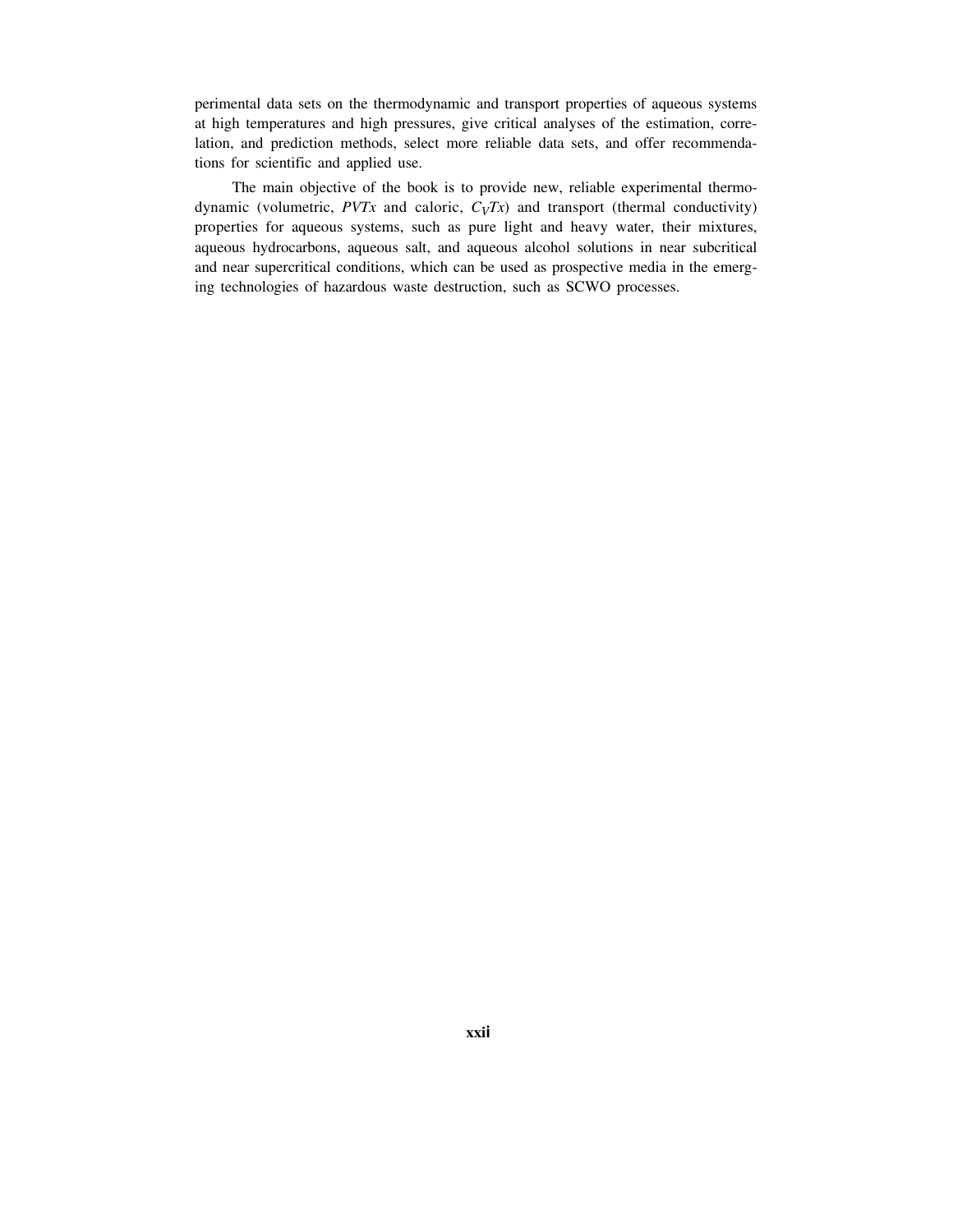perimental data sets on the thermodynamic and transport properties of aqueous systems at high temperatures and high pressures, give critical analyses of the estimation, correlation, and prediction methods, select more reliable data sets, and offer recommendations for scientific and applied use.

The main objective of the book is to provide new, reliable experimental thermodynamic (volumetric, *PVTx* and caloric, $C_V Tx$) and transport (thermal conductivity) properties for aqueous systems, such as pure light and heavy water, their mixtures, aqueous hydrocarbons, aqueous salt, and aqueous alcohol solutions in near subcritical and near supercritical conditions, which can be used as prospective media in the emerging technologies of hazardous waste destruction, such as SCWO processes.